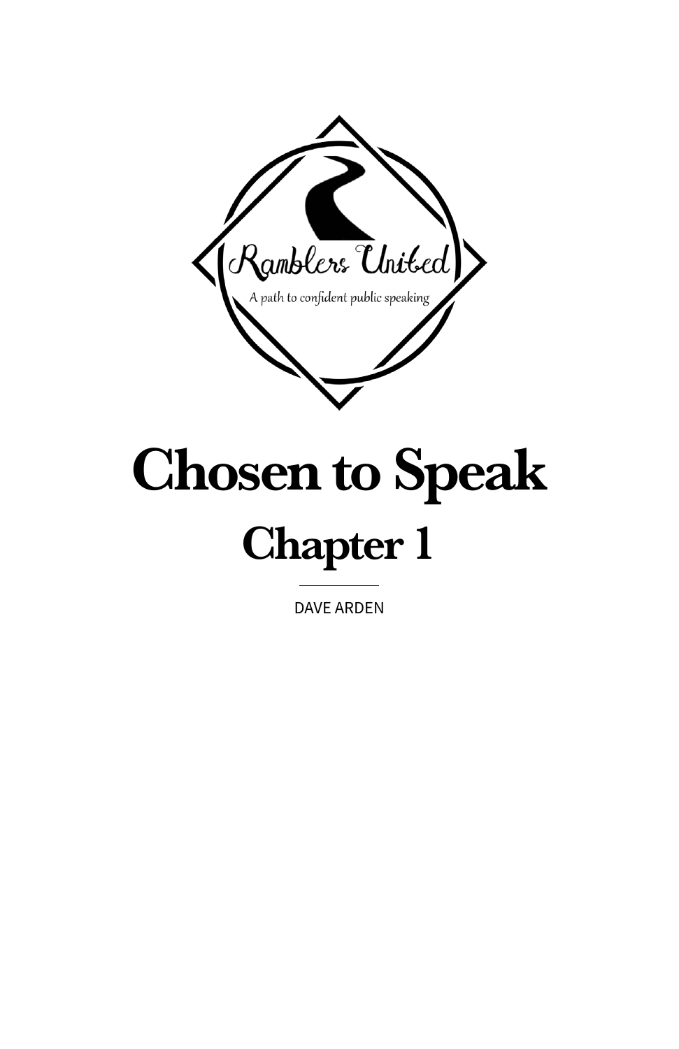Ramblers United

A path to confident public speaking

# Chosen to Speak

## Chapter 1

DAVE ARDEN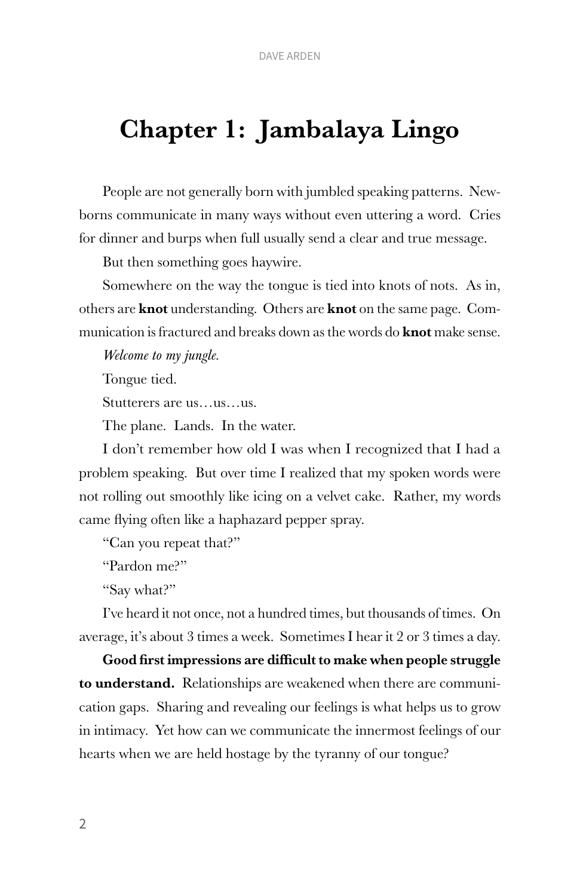# Chapter 1: Jambalaya Lingo

People are not generally born with jumbled speaking patterns. Newborns communicate in many ways without even uttering a word. Cries for dinner and burps when full usually send a clear and true message.

But then something goes haywire.

Somewhere on the way the tongue is tied into knots of nots. As in, others are **knot** understanding. Others are **knot** on the same page. Communication is fractured and breaks down as the words do **knot** make sense.

*Welcome to my jungle.*

Tongue tied.

Stutterers are us…us…us.

The plane. Lands. In the water.

I don't remember how old I was when I recognized that I had a problem speaking. But over time I realized that my spoken words were not rolling out smoothly like icing on a velvet cake. Rather, my words came flying often like a haphazard pepper spray.

"Can you repeat that?"

"Pardon me?"

"Say what?"

I've heard it not once, not a hundred times, but thousands of times. On average, it's about 3 times a week. Sometimes I hear it 2 or 3 times a day.

**Good first impressions are difficult to make when people struggle to understand.** Relationships are weakened when there are communication gaps. Sharing and revealing our feelings is what helps us to grow in intimacy. Yet how can we communicate the innermost feelings of our hearts when we are held hostage by the tyranny of our tongue?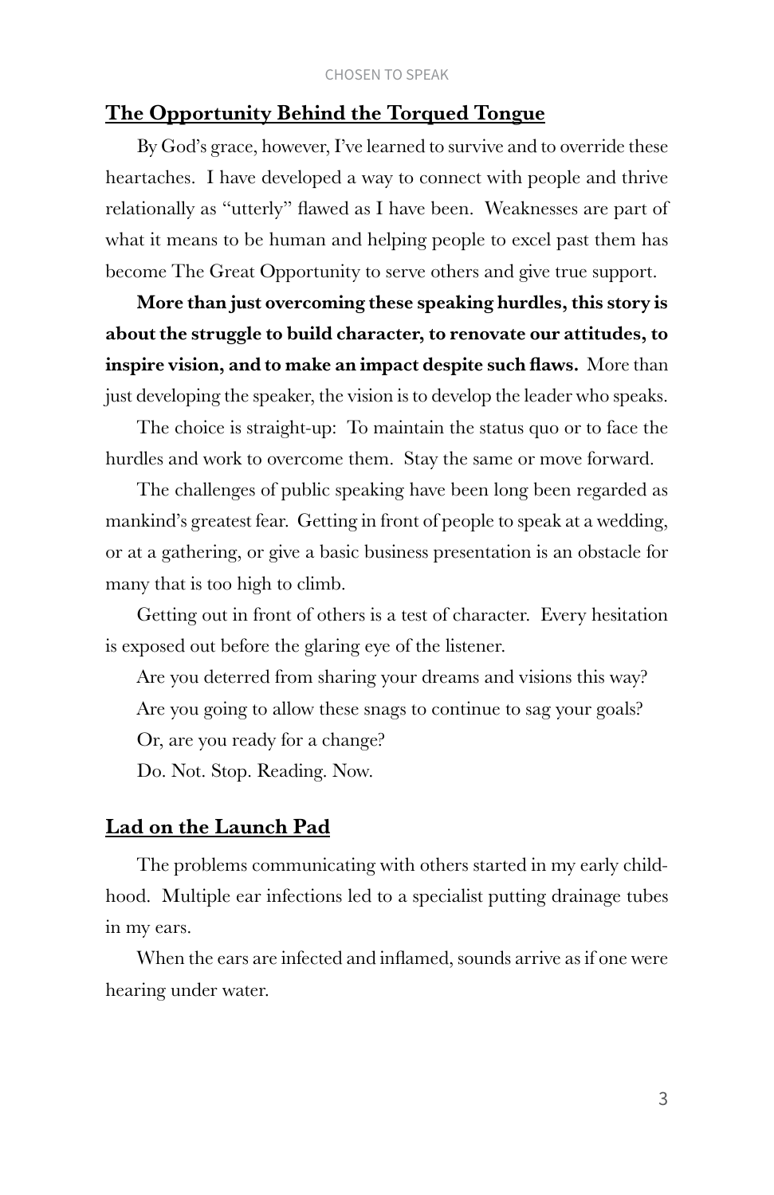## <u>The Opportunity Behind the Torqued Tongue</u>

By God's grace, however, I've learned to survive and to override these heartaches. I have developed a way to connect with people and thrive relationally as "utterly" flawed as I have been. Weaknesses are part of what it means to be human and helping people to excel past them has become The Great Opportunity to serve others and give true support.

**More than just overcoming these speaking hurdles, this story is about the struggle to build character, to renovate our attitudes, to inspire vision, and to make an impact despite such flaws.** More than just developing the speaker, the vision is to develop the leader who speaks.

The choice is straight-up: To maintain the status quo or to face the hurdles and work to overcome them. Stay the same or move forward.

The challenges of public speaking have been long been regarded as mankind's greatest fear. Getting in front of people to speak at a wedding, or at a gathering, or give a basic business presentation is an obstacle for many that is too high to climb.

Getting out in front of others is a test of character. Every hesitation is exposed out before the glaring eye of the listener.

Are you deterred from sharing your dreams and visions this way?

Are you going to allow these snags to continue to sag your goals?

Or, are you ready for a change?

Do. Not. Stop. Reading. Now.

## <u>Lad on the Launch Pad</u>

The problems communicating with others started in my early childhood. Multiple ear infections led to a specialist putting drainage tubes in my ears.

When the ears are infected and inflamed, sounds arrive as if one were hearing under water.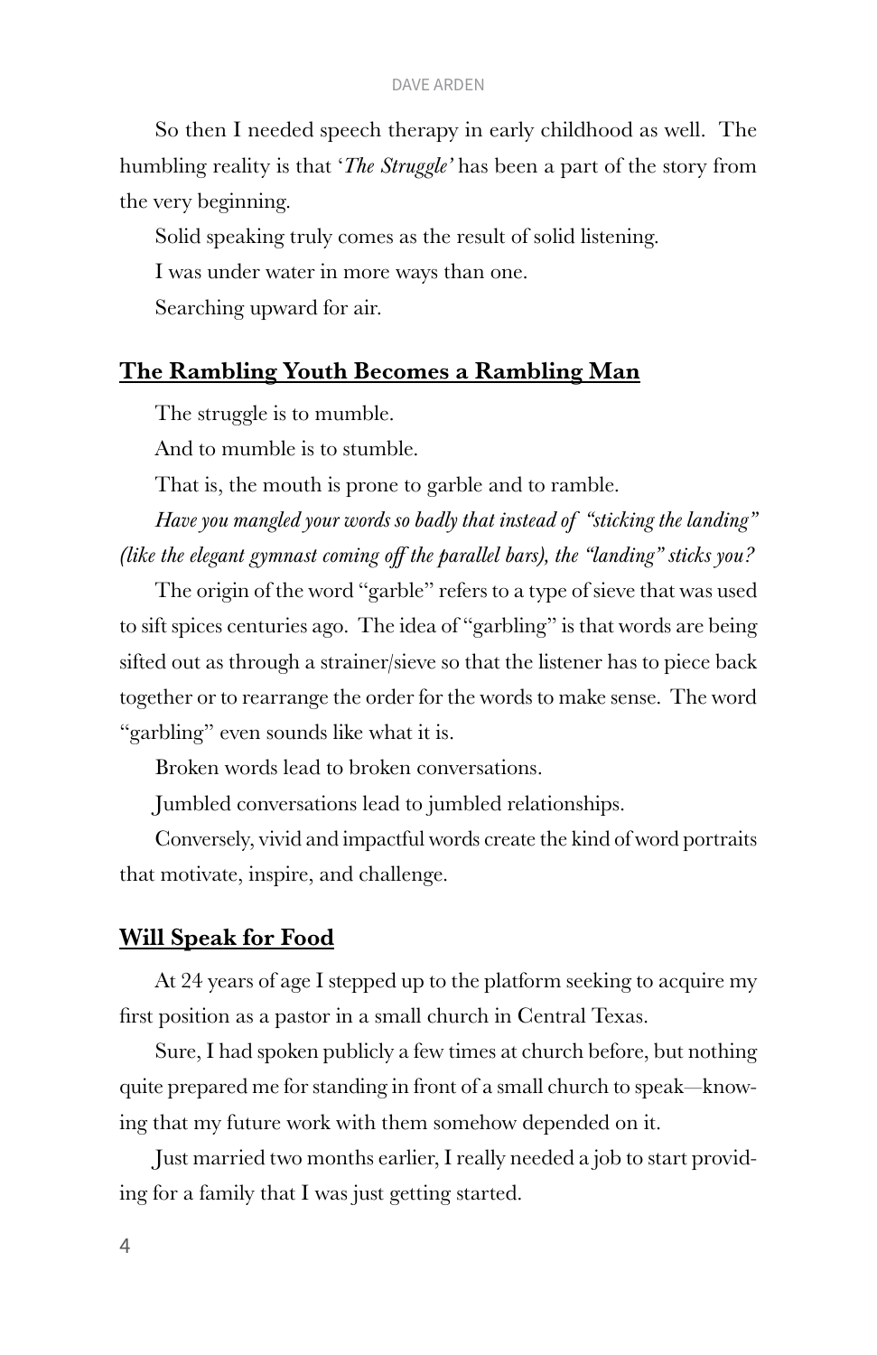So then I needed speech therapy in early childhood as well. The humbling reality is that '*The Struggle'* has been a part of the story from the very beginning.

Solid speaking truly comes as the result of solid listening.

I was under water in more ways than one.

Searching upward for air.

## **The Rambling Youth Becomes a Rambling Man**

The struggle is to mumble.

And to mumble is to stumble.

That is, the mouth is prone to garble and to ramble.

*Have you mangled your words so badly that instead of "sticking the landing" (like the elegant gymnast coming off the parallel bars), the "landing" sticks you?*

The origin of the word "garble" refers to a type of sieve that was used to sift spices centuries ago. The idea of "garbling" is that words are being sifted out as through a strainer/sieve so that the listener has to piece back together or to rearrange the order for the words to make sense. The word "garbling" even sounds like what it is.

Broken words lead to broken conversations.

Jumbled conversations lead to jumbled relationships.

Conversely, vivid and impactful words create the kind of word portraits that motivate, inspire, and challenge.

## **Will Speak for Food**

At 24 years of age I stepped up to the platform seeking to acquire my first position as a pastor in a small church in Central Texas.

Sure, I had spoken publicly a few times at church before, but nothing quite prepared me for standing in front of a small church to speak—knowing that my future work with them somehow depended on it.

Just married two months earlier, I really needed a job to start providing for a family that I was just getting started.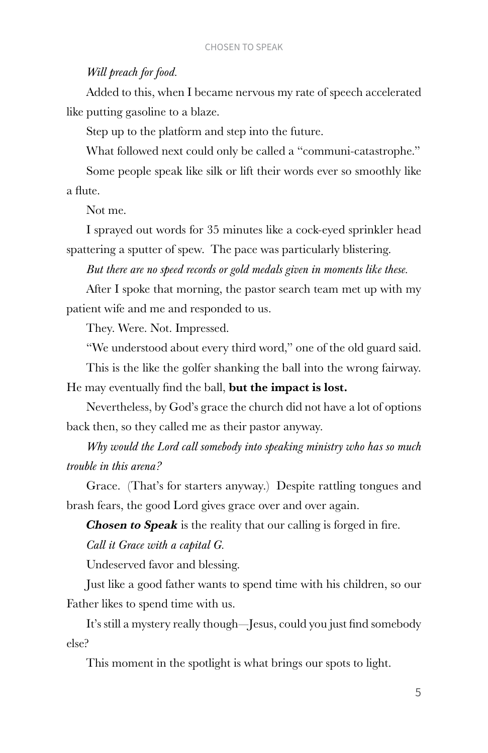*Will preach for food.*

Added to this, when I became nervous my rate of speech accelerated like putting gasoline to a blaze.

Step up to the platform and step into the future.

What followed next could only be called a "communi-catastrophe."

Some people speak like silk or lift their words ever so smoothly like a flute.

Not me.

I sprayed out words for 35 minutes like a cock-eyed sprinkler head spattering a sputter of spew. The pace was particularly blistering.

*But there are no speed records or gold medals given in moments like these.*

After I spoke that morning, the pastor search team met up with my patient wife and me and responded to us.

They. Were. Not. Impressed.

"We understood about every third word," one of the old guard said.

This is the like the golfer shanking the ball into the wrong fairway. He may eventually find the ball, **but the impact is lost.**

Nevertheless, by God's grace the church did not have a lot of options back then, so they called me as their pastor anyway.

*Why would the Lord call somebody into speaking ministry who has so much trouble in this arena?*

Grace. (That's for starters anyway.) Despite rattling tongues and brash fears, the good Lord gives grace over and over again.

***Chosen to Speak*** is the reality that our calling is forged in fire.

*Call it Grace with a capital G.*

Undeserved favor and blessing.

Just like a good father wants to spend time with his children, so our Father likes to spend time with us.

It's still a mystery really though—Jesus, could you just find somebody else?

This moment in the spotlight is what brings our spots to light.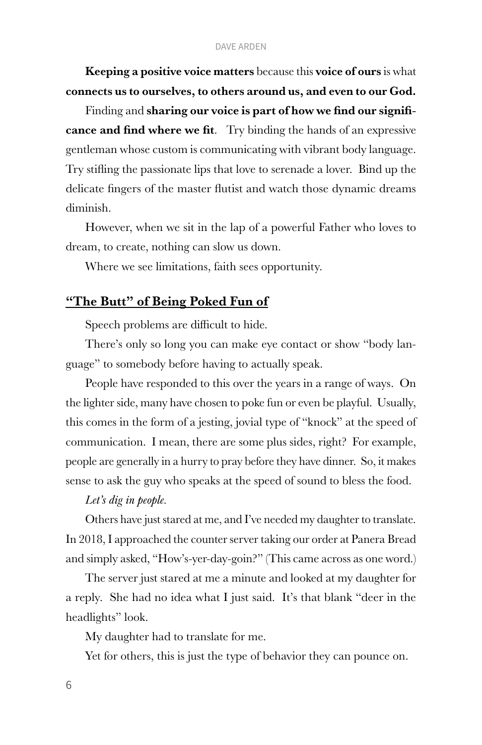**Keeping a positive voice matters** because this **voice of ours** is what **connects us to ourselves, to others around us, and even to our God.**

Finding and **sharing our voice is part of how we find our significance and find where we fit**. Try binding the hands of an expressive gentleman whose custom is communicating with vibrant body language. Try stifling the passionate lips that love to serenade a lover. Bind up the delicate fingers of the master flutist and watch those dynamic dreams diminish.

However, when we sit in the lap of a powerful Father who loves to dream, to create, nothing can slow us down.

Where we see limitations, faith sees opportunity.

## <u>"The Butt" of Being Poked Fun of</u>

Speech problems are difficult to hide.

There's only so long you can make eye contact or show "body language" to somebody before having to actually speak.

People have responded to this over the years in a range of ways. On the lighter side, many have chosen to poke fun or even be playful. Usually, this comes in the form of a jesting, jovial type of "knock" at the speed of communication. I mean, there are some plus sides, right? For example, people are generally in a hurry to pray before they have dinner. So, it makes sense to ask the guy who speaks at the speed of sound to bless the food.

*Let's dig in people.*

Others have just stared at me, and I've needed my daughter to translate. In 2018, I approached the counter server taking our order at Panera Bread and simply asked, "How's-yer-day-goin?" (This came across as one word.)

The server just stared at me a minute and looked at my daughter for a reply. She had no idea what I just said. It's that blank "deer in the headlights" look.

My daughter had to translate for me.

Yet for others, this is just the type of behavior they can pounce on.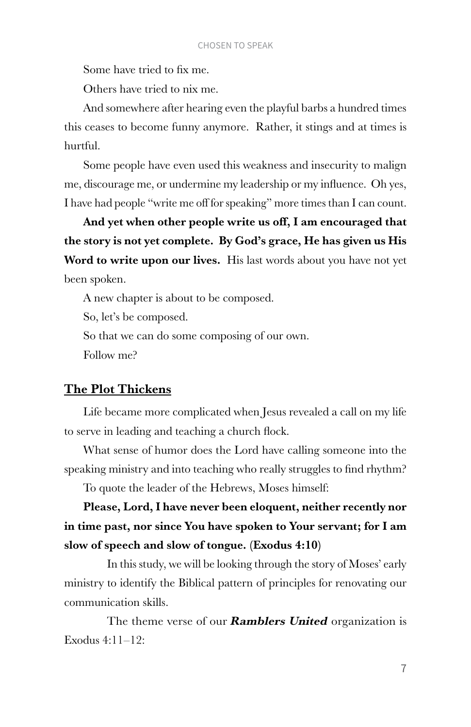Some have tried to fix me.

Others have tried to nix me.

And somewhere after hearing even the playful barbs a hundred times this ceases to become funny anymore. Rather, it stings and at times is hurtful.

Some people have even used this weakness and insecurity to malign me, discourage me, or undermine my leadership or my influence. Oh yes, I have had people "write me off for speaking" more times than I can count.

**And yet when other people write us off, I am encouraged that the story is not yet complete. By God's grace, He has given us His Word to write upon our lives.** His last words about you have not yet been spoken.

A new chapter is about to be composed.

So, let's be composed.

So that we can do some composing of our own.

Follow me?

## The Plot Thickens

Life became more complicated when Jesus revealed a call on my life to serve in leading and teaching a church flock.

What sense of humor does the Lord have calling someone into the speaking ministry and into teaching who really struggles to find rhythm?

To quote the leader of the Hebrews, Moses himself:

**Please, Lord, I have never been eloquent, neither recently nor in time past, nor since You have spoken to Your servant; for I am slow of speech and slow of tongue. (Exodus 4:10)**

In this study, we will be looking through the story of Moses' early ministry to identify the Biblical pattern of principles for renovating our communication skills.

The theme verse of our ***Ramblers United*** organization is Exodus 4:11–12: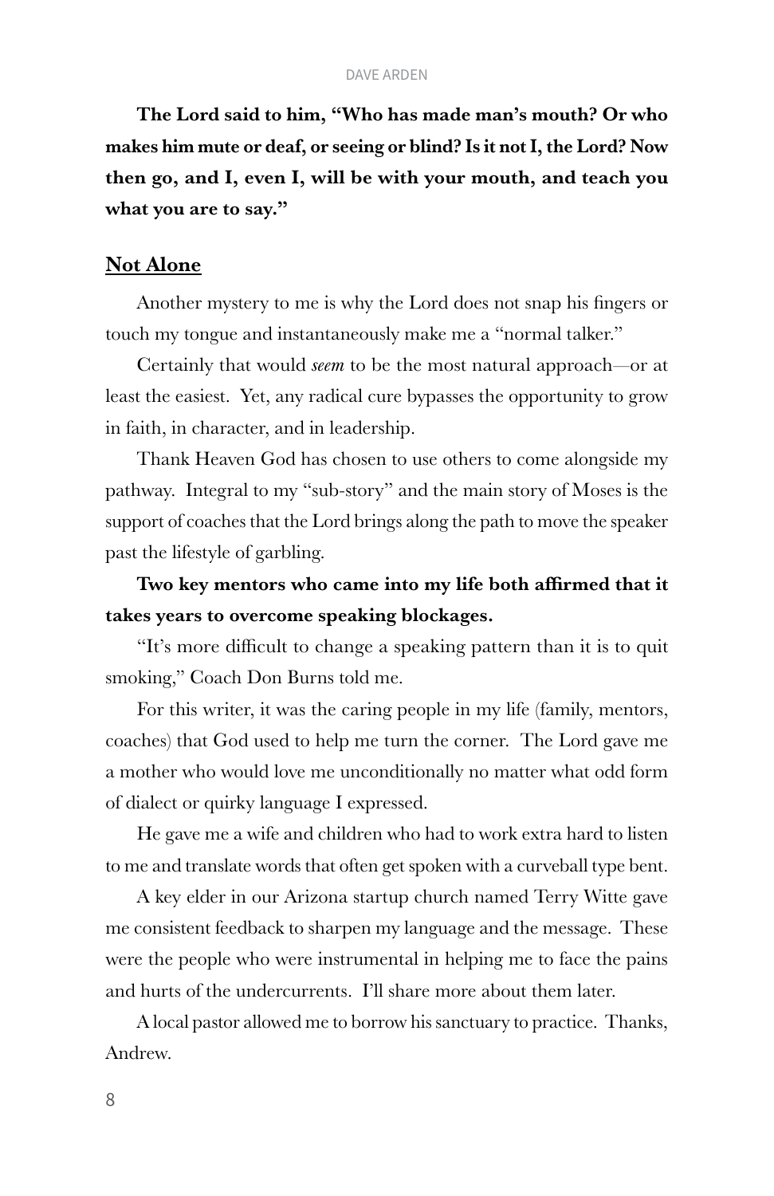**The Lord said to him, "Who has made man's mouth? Or who makes him mute or deaf, or seeing or blind? Is it not I, the Lord? Now then go, and I, even I, will be with your mouth, and teach you what you are to say."**

## Not Alone

Another mystery to me is why the Lord does not snap his fingers or touch my tongue and instantaneously make me a "normal talker."

Certainly that would *seem* to be the most natural approach—or at least the easiest. Yet, any radical cure bypasses the opportunity to grow in faith, in character, and in leadership.

Thank Heaven God has chosen to use others to come alongside my pathway. Integral to my "sub-story" and the main story of Moses is the support of coaches that the Lord brings along the path to move the speaker past the lifestyle of garbling.

**Two key mentors who came into my life both affirmed that it takes years to overcome speaking blockages.**

"It's more difficult to change a speaking pattern than it is to quit smoking," Coach Don Burns told me.

For this writer, it was the caring people in my life (family, mentors, coaches) that God used to help me turn the corner. The Lord gave me a mother who would love me unconditionally no matter what odd form of dialect or quirky language I expressed.

He gave me a wife and children who had to work extra hard to listen to me and translate words that often get spoken with a curveball type bent.

A key elder in our Arizona startup church named Terry Witte gave me consistent feedback to sharpen my language and the message. These were the people who were instrumental in helping me to face the pains and hurts of the undercurrents. I'll share more about them later.

A local pastor allowed me to borrow his sanctuary to practice. Thanks, Andrew.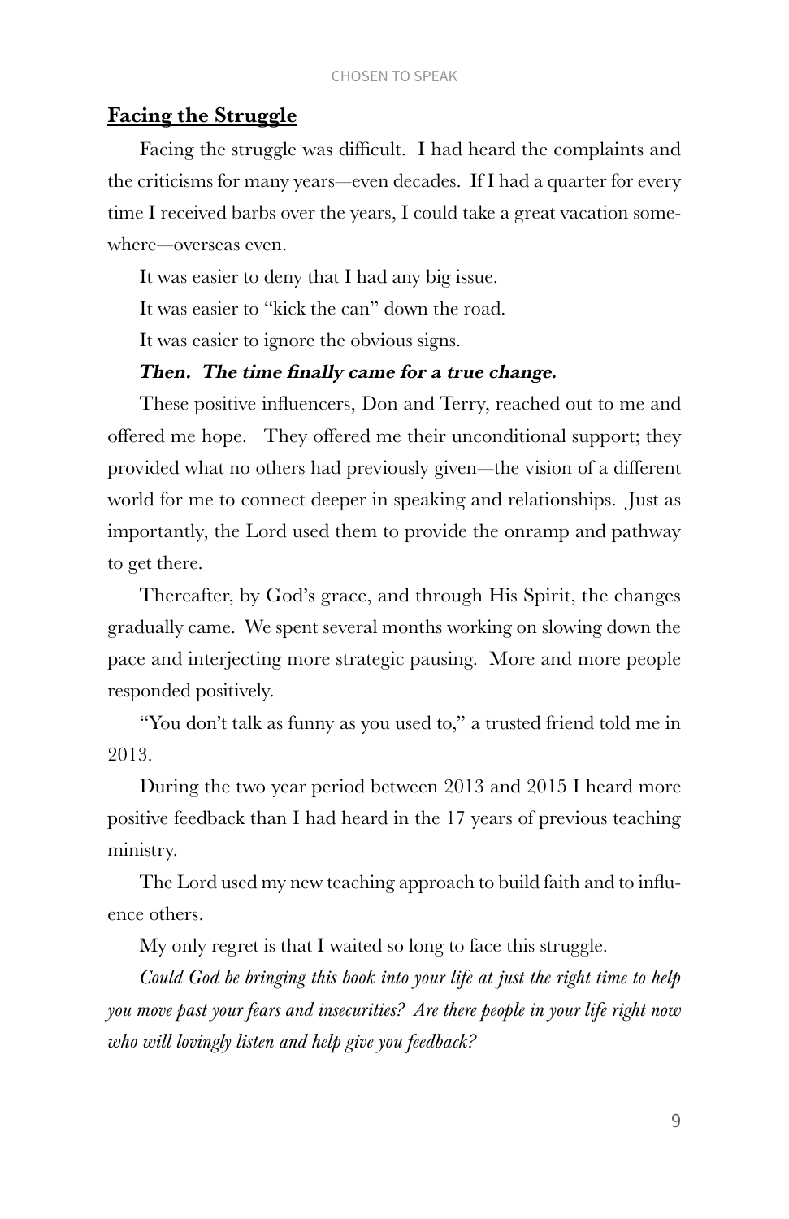## **Facing the Struggle**

Facing the struggle was difficult. I had heard the complaints and the criticisms for many years—even decades. If I had a quarter for every time I received barbs over the years, I could take a great vacation somewhere—overseas even.

It was easier to deny that I had any big issue.

It was easier to "kick the can" down the road.

It was easier to ignore the obvious signs.

***Then. The time finally came for a true change.***

These positive influencers, Don and Terry, reached out to me and offered me hope. They offered me their unconditional support; they provided what no others had previously given—the vision of a different world for me to connect deeper in speaking and relationships. Just as importantly, the Lord used them to provide the onramp and pathway to get there.

Thereafter, by God's grace, and through His Spirit, the changes gradually came. We spent several months working on slowing down the pace and interjecting more strategic pausing. More and more people responded positively.

"You don't talk as funny as you used to," a trusted friend told me in 2013.

During the two year period between 2013 and 2015 I heard more positive feedback than I had heard in the 17 years of previous teaching ministry.

The Lord used my new teaching approach to build faith and to influence others.

My only regret is that I waited so long to face this struggle.

*Could God be bringing this book into your life at just the right time to help you move past your fears and insecurities? Are there people in your life right now who will lovingly listen and help give you feedback?*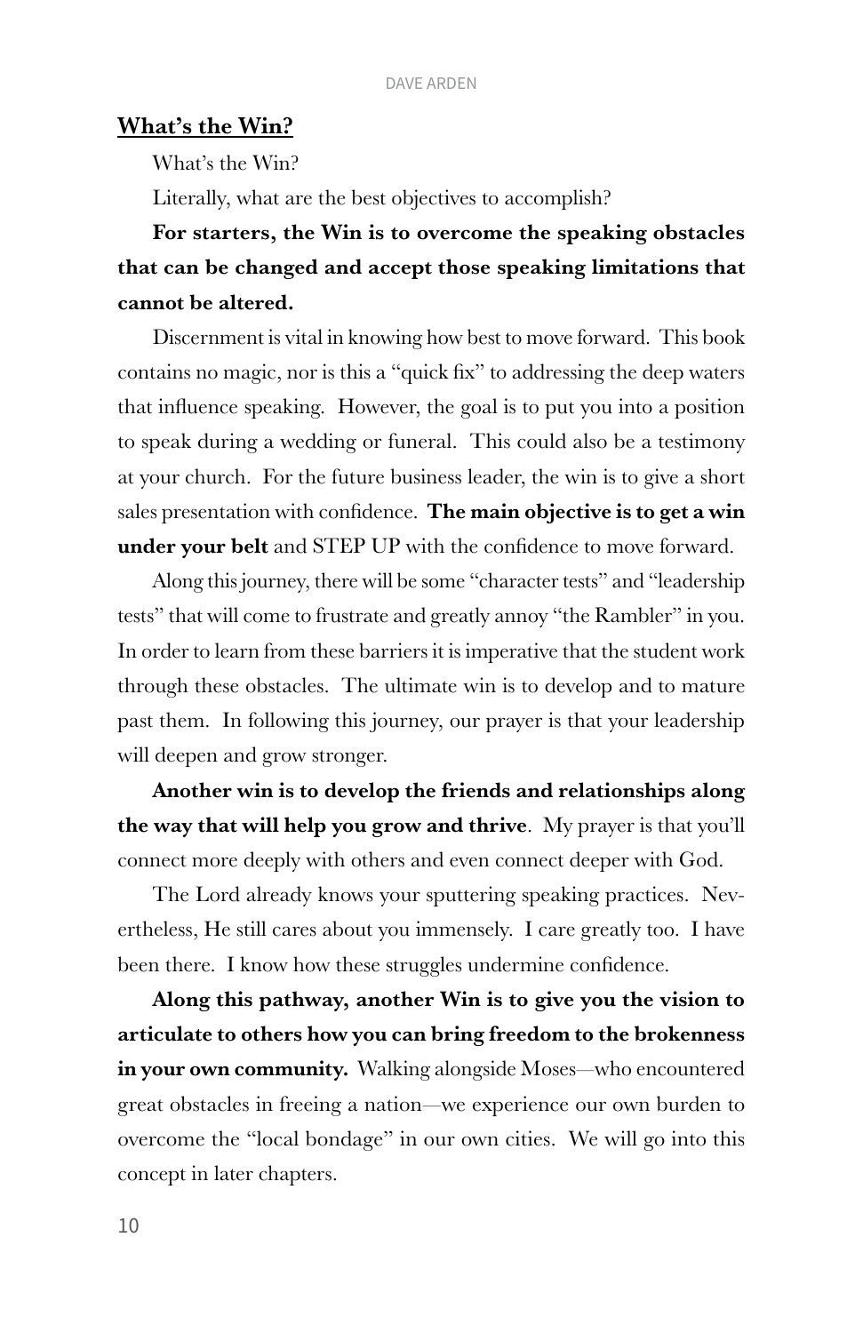## What's the Win?

What's the Win?

Literally, what are the best objectives to accomplish?

**For starters, the Win is to overcome the speaking obstacles that can be changed and accept those speaking limitations that cannot be altered.**

Discernment is vital in knowing how best to move forward. This book contains no magic, nor is this a "quick fix" to addressing the deep waters that influence speaking. However, the goal is to put you into a position to speak during a wedding or funeral. This could also be a testimony at your church. For the future business leader, the win is to give a short sales presentation with confidence. **The main objective is to get a win under your belt** and STEP UP with the confidence to move forward.

Along this journey, there will be some "character tests" and "leadership tests" that will come to frustrate and greatly annoy "the Rambler" in you. In order to learn from these barriers it is imperative that the student work through these obstacles. The ultimate win is to develop and to mature past them. In following this journey, our prayer is that your leadership will deepen and grow stronger.

**Another win is to develop the friends and relationships along the way that will help you grow and thrive**. My prayer is that you'll connect more deeply with others and even connect deeper with God.

The Lord already knows your sputtering speaking practices. Nevertheless, He still cares about you immensely. I care greatly too. I have been there. I know how these struggles undermine confidence.

**Along this pathway, another Win is to give you the vision to articulate to others how you can bring freedom to the brokenness in your own community.** Walking alongside Moses—who encountered great obstacles in freeing a nation—we experience our own burden to overcome the "local bondage" in our own cities. We will go into this concept in later chapters.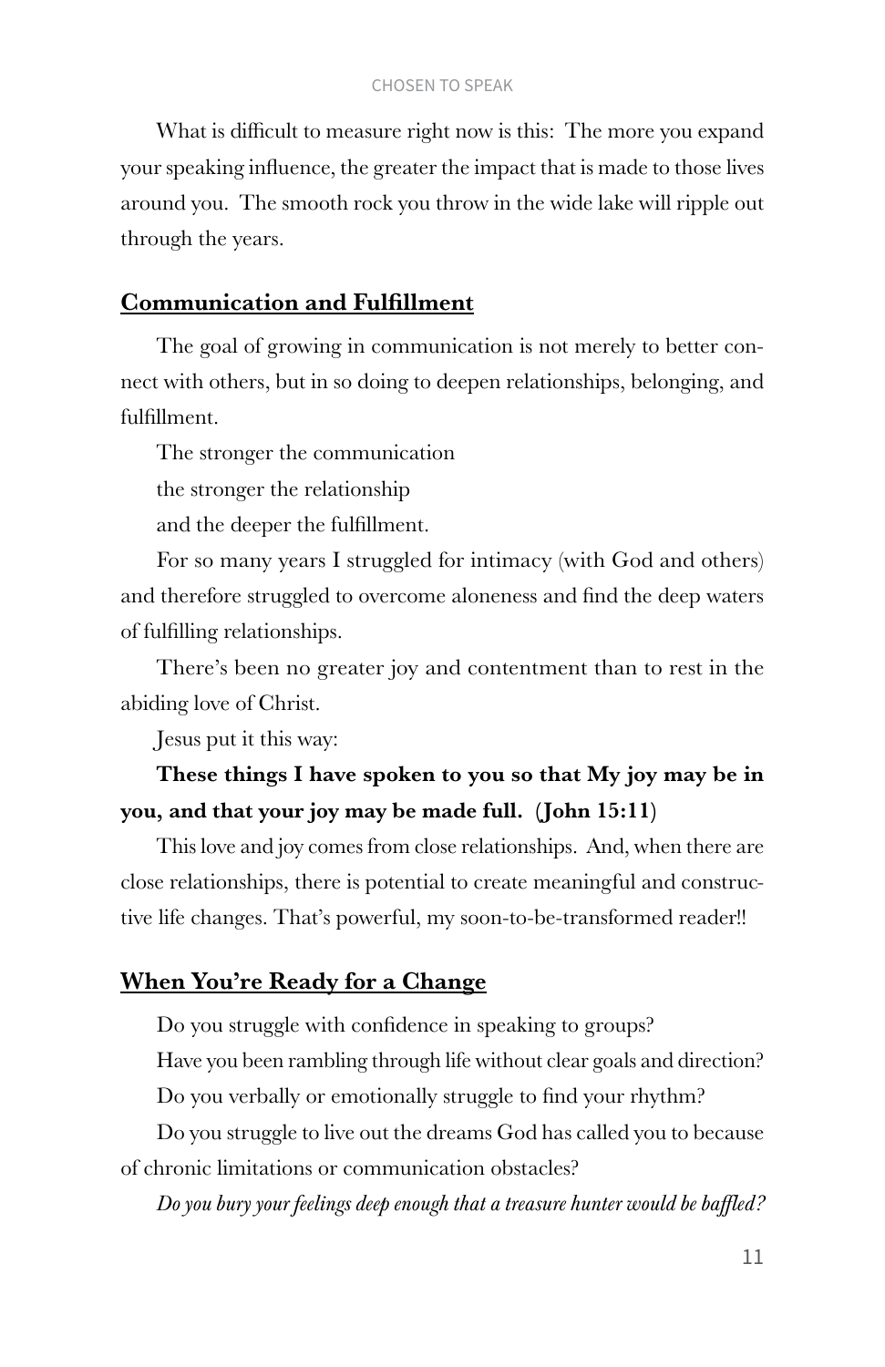What is difficult to measure right now is this: The more you expand your speaking influence, the greater the impact that is made to those lives around you. The smooth rock you throw in the wide lake will ripple out through the years.

## **Communication and Fulfillment**

The goal of growing in communication is not merely to better connect with others, but in so doing to deepen relationships, belonging, and fulfillment.

The stronger the communication

the stronger the relationship

and the deeper the fulfillment.

For so many years I struggled for intimacy (with God and others) and therefore struggled to overcome aloneness and find the deep waters of fulfilling relationships.

There's been no greater joy and contentment than to rest in the abiding love of Christ.

Jesus put it this way:

**These things I have spoken to you so that My joy may be in you, and that your joy may be made full. (John 15:11)**

This love and joy comes from close relationships. And, when there are close relationships, there is potential to create meaningful and constructive life changes. That's powerful, my soon-to-be-transformed reader!!

## **When You're Ready for a Change**

Do you struggle with confidence in speaking to groups?

Have you been rambling through life without clear goals and direction?

Do you verbally or emotionally struggle to find your rhythm?

Do you struggle to live out the dreams God has called you to because of chronic limitations or communication obstacles?

*Do you bury your feelings deep enough that a treasure hunter would be baffled?*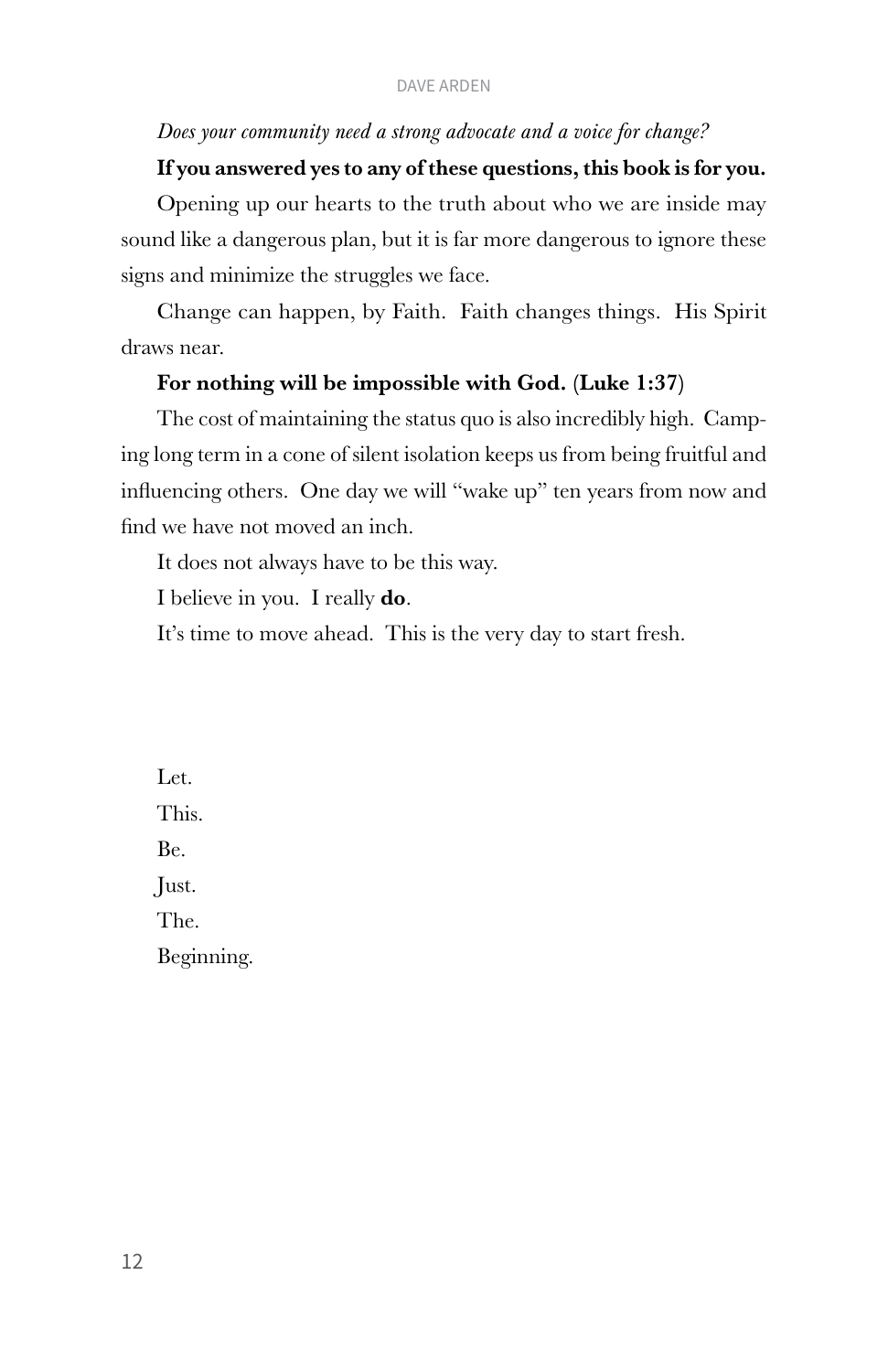*Does your community need a strong advocate and a voice for change?*

**If you answered yes to any of these questions, this book is for you.**

Opening up our hearts to the truth about who we are inside may sound like a dangerous plan, but it is far more dangerous to ignore these signs and minimize the struggles we face.

Change can happen, by Faith. Faith changes things. His Spirit draws near.

**For nothing will be impossible with God. (Luke 1:37)**

The cost of maintaining the status quo is also incredibly high. Camping long term in a cone of silent isolation keeps us from being fruitful and influencing others. One day we will "wake up" ten years from now and find we have not moved an inch.

It does not always have to be this way.

I believe in you. I really **do**.

It's time to move ahead. This is the very day to start fresh.

Let.

This.

Be.

Just.

The.

Beginning.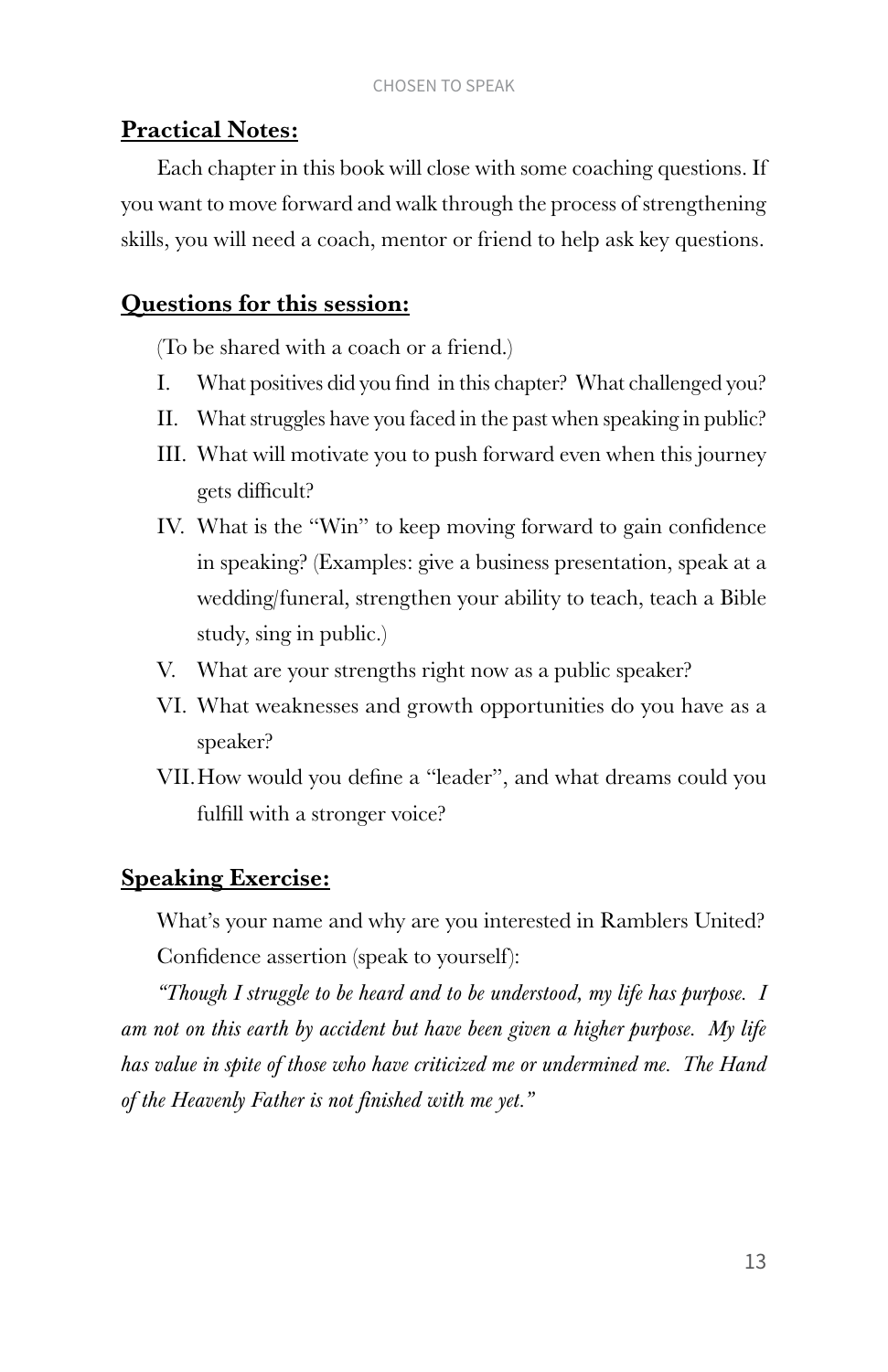**Practical Notes:**

Each chapter in this book will close with some coaching questions. If you want to move forward and walk through the process of strengthening skills, you will need a coach, mentor or friend to help ask key questions.

**Questions for this session:**

(To be shared with a coach or a friend.)

I. What positives did you find in this chapter? What challenged you?

II. What struggles have you faced in the past when speaking in public?

III. What will motivate you to push forward even when this journey gets difficult?

IV. What is the "Win" to keep moving forward to gain confidence in speaking? (Examples: give a business presentation, speak at a wedding/funeral, strengthen your ability to teach, teach a Bible study, sing in public.)

V. What are your strengths right now as a public speaker?

VI. What weaknesses and growth opportunities do you have as a speaker?

VII. How would you define a "leader", and what dreams could you fulfill with a stronger voice?

**Speaking Exercise:**

What's your name and why are you interested in Ramblers United?

Confidence assertion (speak to yourself):

*"Though I struggle to be heard and to be understood, my life has purpose. I am not on this earth by accident but have been given a higher purpose. My life has value in spite of those who have criticized me or undermined me. The Hand of the Heavenly Father is not finished with me yet."*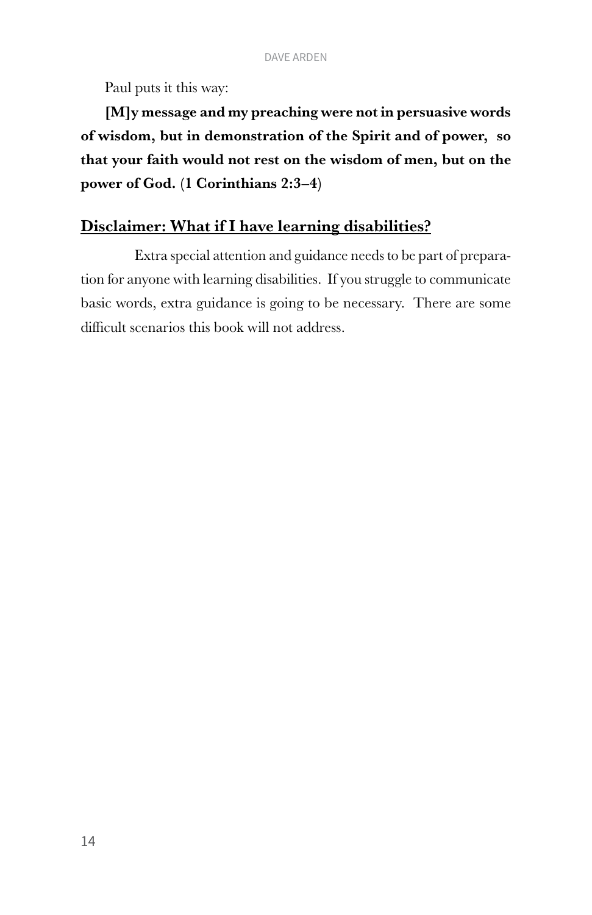Paul puts it this way:

**[M]y message and my preaching were not in persuasive words of wisdom, but in demonstration of the Spirit and of power, so that your faith would not rest on the wisdom of men, but on the power of God. (1 Corinthians 2:3–4)**

## Disclaimer: What if I have learning disabilities?

Extra special attention and guidance needs to be part of preparation for anyone with learning disabilities. If you struggle to communicate basic words, extra guidance is going to be necessary. There are some difficult scenarios this book will not address.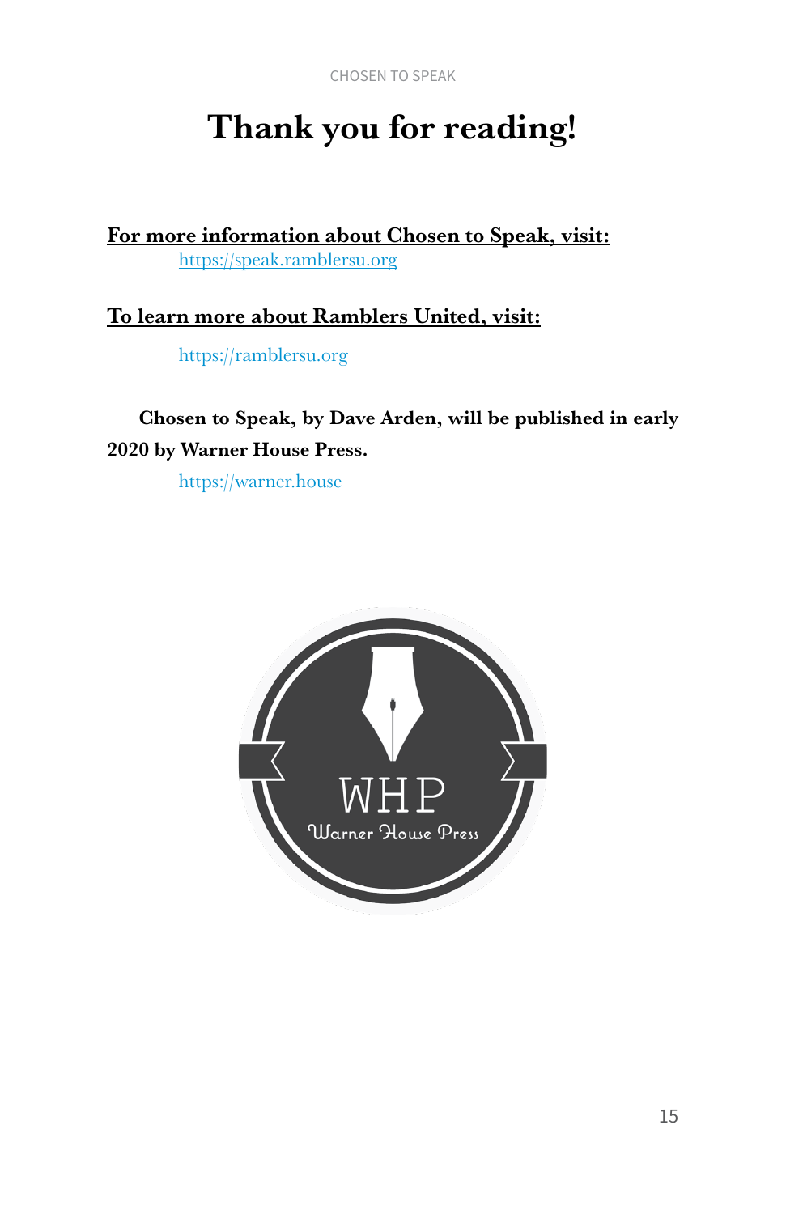# Thank you for reading!

**For more information about Chosen to Speak, visit:**

https://speak.ramblersu.org

**To learn more about Ramblers United, visit:**

https://ramblersu.org

**Chosen to Speak, by Dave Arden, will be published in early 2020 by Warner House Press.**

https://warner.house

WHP

Warner House Press